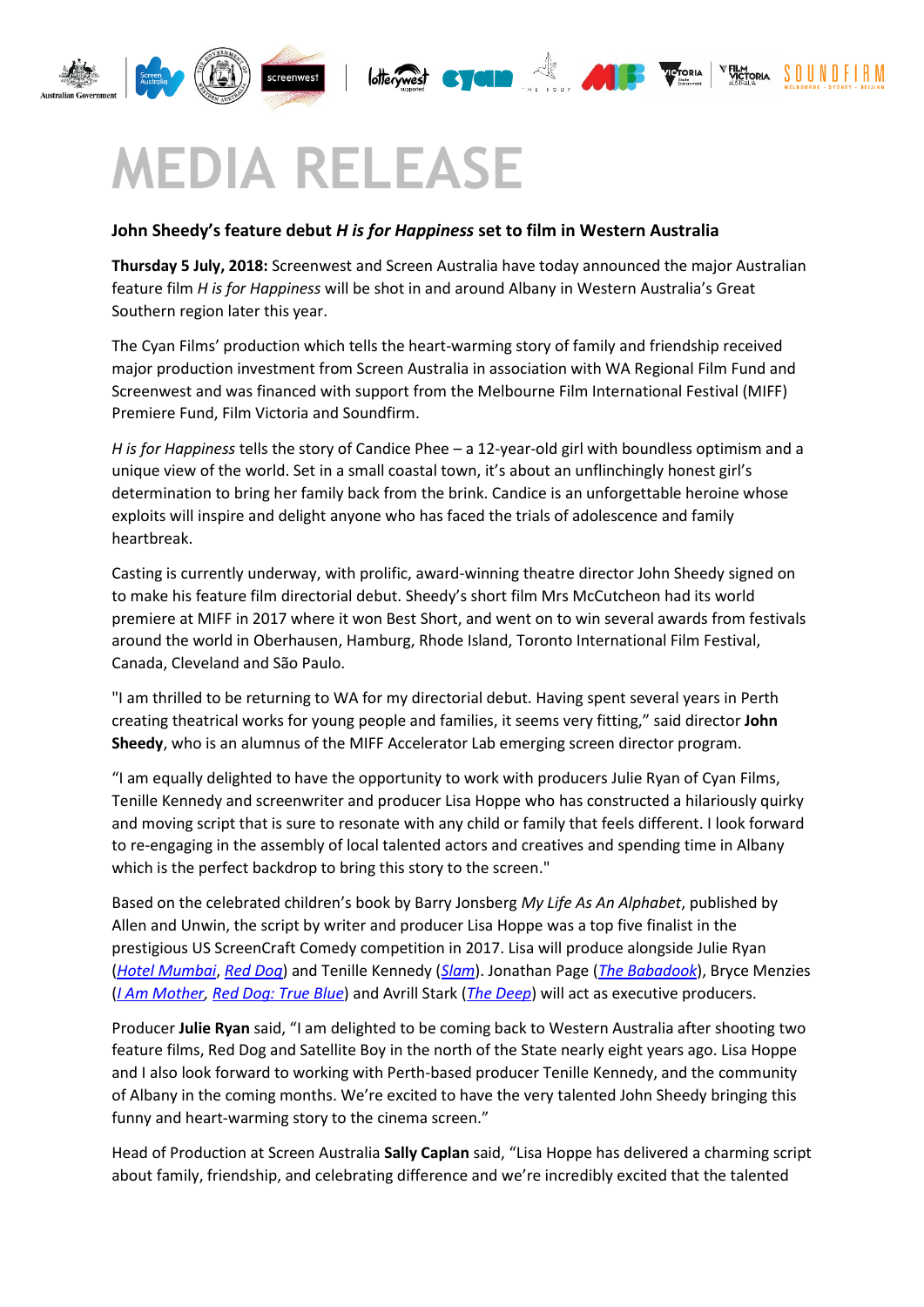# MEDIA RELEASE

**John Sheedy's feature debut *H is for Happiness* set to film in Western Australia**

**Thursday 5 July, 2018:** Screenwest and Screen Australia have today announced the major Australian feature film *H is for Happiness* will be shot in and around Albany in Western Australia's Great Southern region later this year.

The Cyan Films' production which tells the heart-warming story of family and friendship received major production investment from Screen Australia in association with WA Regional Film Fund and Screenwest and was financed with support from the Melbourne Film International Festival (MIFF) Premiere Fund, Film Victoria and Soundfirm.

*H is for Happiness* tells the story of Candice Phee – a 12-year-old girl with boundless optimism and a unique view of the world. Set in a small coastal town, it's about an unflinchingly honest girl's determination to bring her family back from the brink. Candice is an unforgettable heroine whose exploits will inspire and delight anyone who has faced the trials of adolescence and family heartbreak.

Casting is currently underway, with prolific, award-winning theatre director John Sheedy signed on to make his feature film directorial debut. Sheedy's short film Mrs McCutcheon had its world premiere at MIFF in 2017 where it won Best Short, and went on to win several awards from festivals around the world in Oberhausen, Hamburg, Rhode Island, Toronto International Film Festival, Canada, Cleveland and São Paulo.

"I am thrilled to be returning to WA for my directorial debut. Having spent several years in Perth creating theatrical works for young people and families, it seems very fitting," said director **John Sheedy**, who is an alumnus of the MIFF Accelerator Lab emerging screen director program.

"I am equally delighted to have the opportunity to work with producers Julie Ryan of Cyan Films, Tenille Kennedy and screenwriter and producer Lisa Hoppe who has constructed a hilariously quirky and moving script that is sure to resonate with any child or family that feels different. I look forward to re-engaging in the assembly of local talented actors and creatives and spending time in Albany which is the perfect backdrop to bring this story to the screen."

Based on the celebrated children's book by Barry Jonsberg *My Life As An Alphabet*, published by Allen and Unwin, the script by writer and producer Lisa Hoppe was a top five finalist in the prestigious US ScreenCraft Comedy competition in 2017. Lisa will produce alongside Julie Ryan (*Hotel Mumbai*, *Red Dog*) and Tenille Kennedy (*Slam*). Jonathan Page (*The Babadook*), Bryce Menzies (*I Am Mother*, *Red Dog: True Blue*) and Avrill Stark (*The Deep*) will act as executive producers.

Producer **Julie Ryan** said, "I am delighted to be coming back to Western Australia after shooting two feature films, Red Dog and Satellite Boy in the north of the State nearly eight years ago. Lisa Hoppe and I also look forward to working with Perth-based producer Tenille Kennedy, and the community of Albany in the coming months. We're excited to have the very talented John Sheedy bringing this funny and heart-warming story to the cinema screen."

Head of Production at Screen Australia **Sally Caplan** said, "Lisa Hoppe has delivered a charming script about family, friendship, and celebrating difference and we're incredibly excited that the talented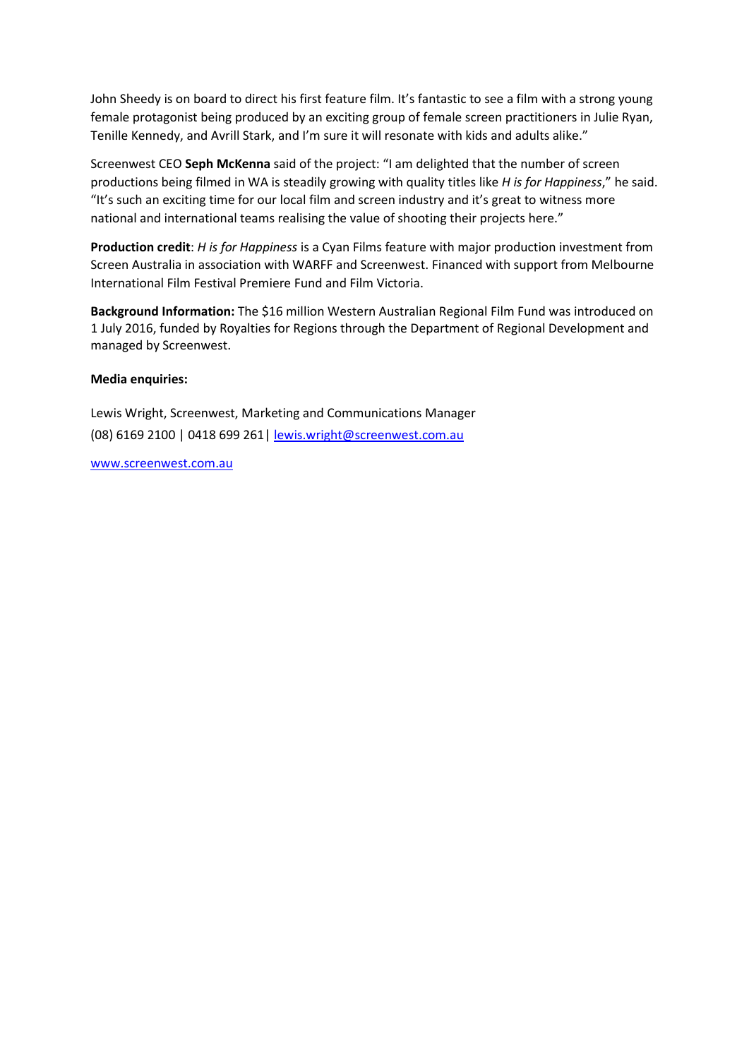John Sheedy is on board to direct his first feature film. It's fantastic to see a film with a strong young female protagonist being produced by an exciting group of female screen practitioners in Julie Ryan, Tenille Kennedy, and Avrill Stark, and I'm sure it will resonate with kids and adults alike."

Screenwest CEO **Seph McKenna** said of the project: "I am delighted that the number of screen productions being filmed in WA is steadily growing with quality titles like *H is for Happiness*," he said. "It's such an exciting time for our local film and screen industry and it's great to witness more national and international teams realising the value of shooting their projects here."

**Production credit**: *H is for Happiness* is a Cyan Films feature with major production investment from Screen Australia in association with WARFF and Screenwest. Financed with support from Melbourne International Film Festival Premiere Fund and Film Victoria.

**Background Information:** The $16 million Western Australian Regional Film Fund was introduced on 1 July 2016, funded by Royalties for Regions through the Department of Regional Development and managed by Screenwest.

**Media enquiries:**

Lewis Wright, Screenwest, Marketing and Communications Manager
(08) 6169 2100 | 0418 699 261| lewis.wright@screenwest.com.au

www.screenwest.com.au